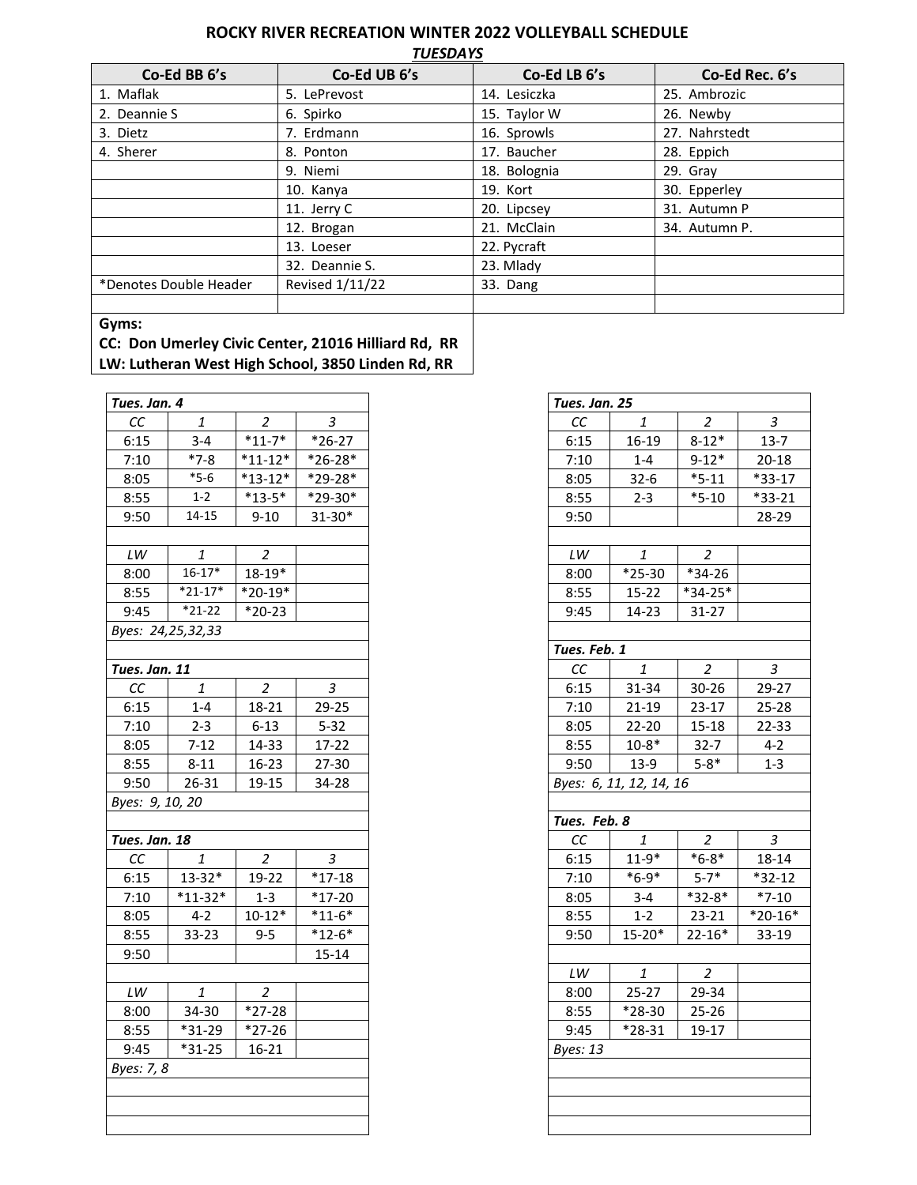# ROCKY RIVER RECREATION WINTER 2022 VOLLEYBALL SCHEDULE

***TUESDAYS***

| Co-Ed BB 6's | Co-Ed UB 6's | Co-Ed LB 6's | Co-Ed Rec. 6's |
|---|---|---|---|
| 1. Maflak | 5. LePrevost | 14. Lesiczka | 25. Ambrozic |
| 2. Deannie S | 6. Spirko | 15. Taylor W | 26. Newby |
| 3. Dietz | 7. Erdmann | 16. Sprowls | 27. Nahrstedt |
| 4. Sherer | 8. Ponton | 17. Baucher | 28. Eppich |
| | 9. Niemi | 18. Bolognia | 29. Gray |
| | 10. Kanya | 19. Kort | 30. Epperley |
| | 11. Jerry C | 20. Lipcsey | 31. Autumn P |
| | 12. Brogan | 21. McClain | 34. Autumn P. |
| | 13. Loeser | 22. Pycraft | |
| | 32. Deannie S. | 23. Mlady | |
| *Denotes Double Header | Revised 1/11/22 | 33. Dang | |

**Gyms:**

**CC: Don Umerley Civic Center, 21016 Hilliard Rd, RR**

**LW: Lutheran West High School, 3850 Linden Rd, RR**

***Tues. Jan. 4***

| *CC* | *1* | *2* | *3* |
|---|---|---|---|
| 6:15 | 3-4 | *11-7* | *26-27 |
| 7:10 | *7-8 | *11-12* | *26-28* |
| 8:05 | *5-6 | *13-12* | *29-28* |
| 8:55 | 1-2 | *13-5* | *29-30* |
| 9:50 | 14-15 | 9-10 | 31-30* |

| *LW* | *1* | *2* |
|---|---|---|
| 8:00 | 16-17* | 18-19* |
| 8:55 | *21-17* | *20-19* |
| 9:45 | *21-22 | *20-23 |

*Byes: 24,25,32,33*

***Tues. Jan. 11***

| *CC* | *1* | *2* | *3* |
|---|---|---|---|
| 6:15 | 1-4 | 18-21 | 29-25 |
| 7:10 | 2-3 | 6-13 | 5-32 |
| 8:05 | 7-12 | 14-33 | 17-22 |
| 8:55 | 8-11 | 16-23 | 27-30 |
| 9:50 | 26-31 | 19-15 | 34-28 |

*Byes: 9, 10, 20*

***Tues. Jan. 18***

| *CC* | *1* | *2* | *3* |
|---|---|---|---|
| 6:15 | 13-32* | 19-22 | *17-18 |
| 7:10 | *11-32* | 1-3 | *17-20 |
| 8:05 | 4-2 | 10-12* | *11-6* |
| 8:55 | 33-23 | 9-5 | *12-6* |
| 9:50 | | | 15-14 |

| *LW* | *1* | *2* |
|---|---|---|
| 8:00 | 34-30 | *27-28 |
| 8:55 | *31-29 | *27-26 |
| 9:45 | *31-25 | 16-21 |

*Byes: 7, 8*

***Tues. Jan. 25***

| *CC* | *1* | *2* | *3* |
|---|---|---|---|
| 6:15 | 16-19 | 8-12* | 13-7 |
| 7:10 | 1-4 | 9-12* | 20-18 |
| 8:05 | 32-6 | *5-11 | *33-17 |
| 8:55 | 2-3 | *5-10 | *33-21 |
| 9:50 | | | 28-29 |

| *LW* | *1* | *2* |
|---|---|---|
| 8:00 | *25-30 | *34-26 |
| 8:55 | 15-22 | *34-25* |
| 9:45 | 14-23 | 31-27 |

***Tues. Feb. 1***

| *CC* | *1* | *2* | *3* |
|---|---|---|---|
| 6:15 | 31-34 | 30-26 | 29-27 |
| 7:10 | 21-19 | 23-17 | 25-28 |
| 8:05 | 22-20 | 15-18 | 22-33 |
| 8:55 | 10-8* | 32-7 | 4-2 |
| 9:50 | 13-9 | 5-8* | 1-3 |

*Byes: 6, 11, 12, 14, 16*

***Tues. Feb. 8***

| *CC* | *1* | *2* | *3* |
|---|---|---|---|
| 6:15 | 11-9* | *6-8* | 18-14 |
| 7:10 | *6-9* | 5-7* | *32-12 |
| 8:05 | 3-4 | *32-8* | *7-10 |
| 8:55 | 1-2 | 23-21 | *20-16* |
| 9:50 | 15-20* | 22-16* | 33-19 |

| *LW* | *1* | *2* |
|---|---|---|
| 8:00 | 25-27 | 29-34 |
| 8:55 | *28-30 | 25-26 |
| 9:45 | *28-31 | 19-17 |

*Byes: 13*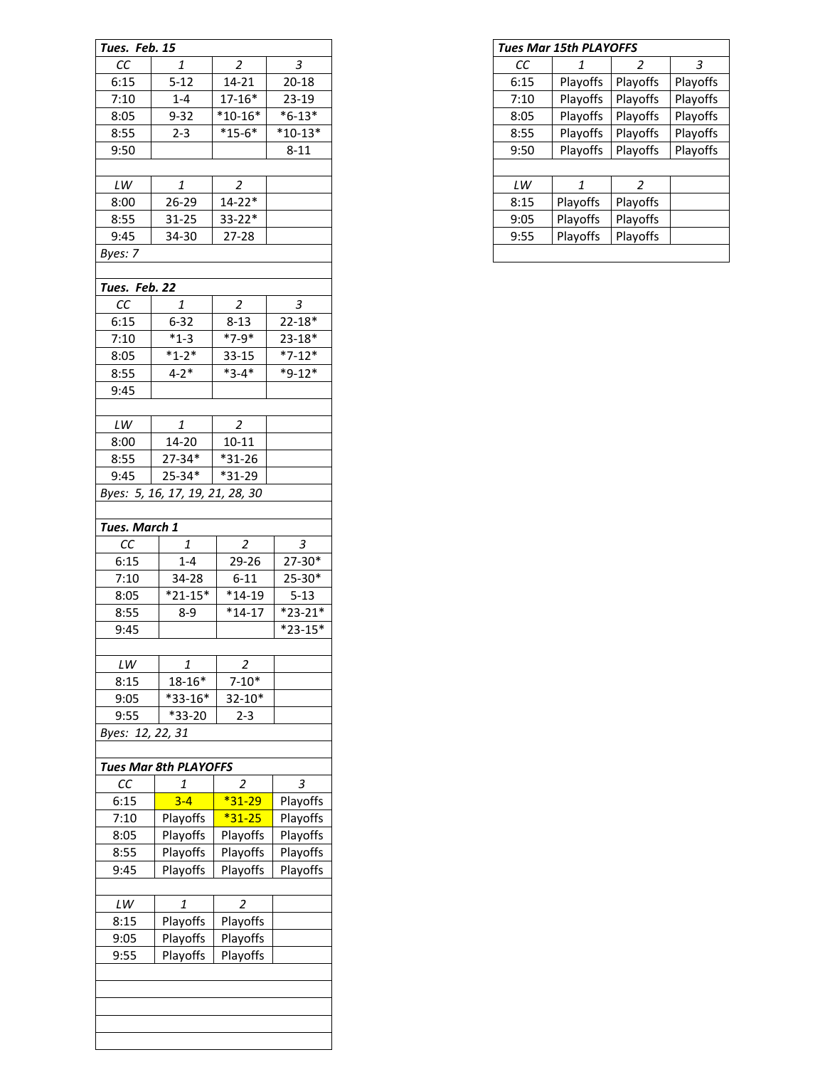| *Tues. Feb. 15* | | | |
|---|---|---|---|
| *CC* | *1* | *2* | *3* |
| 6:15 | 5-12 | 14-21 | 20-18 |
| 7:10 | 1-4 | 17-16* | 23-19 |
| 8:05 | 9-32 | *10-16* | *6-13* |
| 8:55 | 2-3 | *15-6* | *10-13* |
| 9:50 | | | 8-11 |
| | | | |
| *LW* | *1* | *2* | |
| 8:00 | 26-29 | 14-22* | |
| 8:55 | 31-25 | 33-22* | |
| 9:45 | 34-30 | 27-28 | |
| *Byes: 7* | | | |

| *Tues. Feb. 22* | | | |
|---|---|---|---|
| *CC* | *1* | *2* | *3* |
| 6:15 | 6-32 | 8-13 | 22-18* |
| 7:10 | *1-3 | *7-9* | 23-18* |
| 8:05 | *1-2* | 33-15 | *7-12* |
| 8:55 | 4-2* | *3-4* | *9-12* |
| 9:45 | | | |
| | | | |
| *LW* | *1* | *2* | |
| 8:00 | 14-20 | 10-11 | |
| 8:55 | 27-34* | *31-26 | |
| 9:45 | 25-34* | *31-29 | |
| *Byes: 5, 16, 17, 19, 21, 28, 30* | | | |

| *Tues. March 1* | | | |
|---|---|---|---|
| *CC* | *1* | *2* | *3* |
| 6:15 | 1-4 | 29-26 | 27-30* |
| 7:10 | 34-28 | 6-11 | 25-30* |
| 8:05 | *21-15* | *14-19 | 5-13 |
| 8:55 | 8-9 | *14-17 | *23-21* |
| 9:45 | | | *23-15* |
| | | | |
| *LW* | *1* | *2* | |
| 8:15 | 18-16* | 7-10* | |
| 9:05 | *33-16* | 32-10* | |
| 9:55 | *33-20 | 2-3 | |
| *Byes: 12, 22, 31* | | | |

| *Tues Mar 8th PLAYOFFS* | | | |
|---|---|---|---|
| *CC* | *1* | *2* | *3* |
| 6:15 | 3-4 | *31-29 | Playoffs |
| 7:10 | Playoffs | *31-25 | Playoffs |
| 8:05 | Playoffs | Playoffs | Playoffs |
| 8:55 | Playoffs | Playoffs | Playoffs |
| 9:45 | Playoffs | Playoffs | Playoffs |
| | | | |
| *LW* | *1* | *2* | |
| 8:15 | Playoffs | Playoffs | |
| 9:05 | Playoffs | Playoffs | |
| 9:55 | Playoffs | Playoffs | |

| *Tues Mar 15th PLAYOFFS* | | | |
|---|---|---|---|
| *CC* | *1* | *2* | *3* |
| 6:15 | Playoffs | Playoffs | Playoffs |
| 7:10 | Playoffs | Playoffs | Playoffs |
| 8:05 | Playoffs | Playoffs | Playoffs |
| 8:55 | Playoffs | Playoffs | Playoffs |
| 9:50 | Playoffs | Playoffs | Playoffs |
| | | | |
| *LW* | *1* | *2* | |
| 8:15 | Playoffs | Playoffs | |
| 9:05 | Playoffs | Playoffs | |
| 9:55 | Playoffs | Playoffs | |